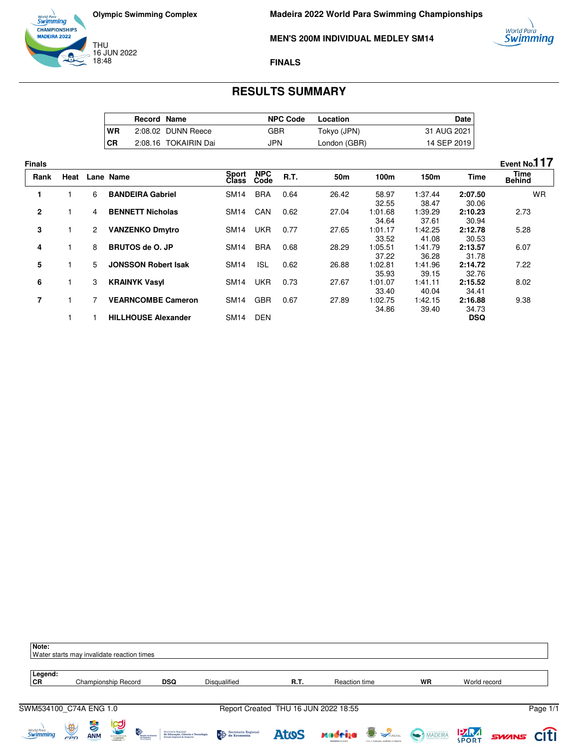Olympic Swimming Complex

THU
16 JUN 2022
18:48

# Madeira 2022 World Para Swimming Championships

## MEN'S 200M INDIVIDUAL MEDLEY SM14

### FINALS

## RESULTS SUMMARY

| | Record | Name | NPC Code | Location | Date |
|---|---|---|---|---|---|
| WR | 2:08.02 | DUNN Reece | GBR | Tokyo (JPN) | 31 AUG 2021 |
| CR | 2:08.16 | TOKAIRIN Dai | JPN | London (GBR) | 14 SEP 2019 |

**Finals** — Event No.117

| Rank | Heat | Lane | Name | Sport Class | NPC Code | R.T. | 50m | 100m | 150m | Time | Time Behind |
|---|---|---|---|---|---|---|---|---|---|---|---|
| 1 | 1 | 6 | **BANDEIRA Gabriel** | SM14 | BRA | 0.64 | 26.42 | 58.97 | 1:37.44 | **2:07.50** | WR |
| | | | | | | | | 32.55 | 38.47 | 30.06 | |
| 2 | 1 | 4 | **BENNETT Nicholas** | SM14 | CAN | 0.62 | 27.04 | 1:01.68 | 1:39.29 | **2:10.23** | 2.73 |
| | | | | | | | | 34.64 | 37.61 | 30.94 | |
| 3 | 1 | 2 | **VANZENKO Dmytro** | SM14 | UKR | 0.77 | 27.65 | 1:01.17 | 1:42.25 | **2:12.78** | 5.28 |
| | | | | | | | | 33.52 | 41.08 | 30.53 | |
| 4 | 1 | 8 | **BRUTOS de O. JP** | SM14 | BRA | 0.68 | 28.29 | 1:05.51 | 1:41.79 | **2:13.57** | 6.07 |
| | | | | | | | | 37.22 | 36.28 | 31.78 | |
| 5 | 1 | 5 | **JONSSON Robert Isak** | SM14 | ISL | 0.62 | 26.88 | 1:02.81 | 1:41.96 | **2:14.72** | 7.22 |
| | | | | | | | | 35.93 | 39.15 | 32.76 | |
| 6 | 1 | 3 | **KRAINYK Vasyl** | SM14 | UKR | 0.73 | 27.67 | 1:01.07 | 1:41.11 | **2:15.52** | 8.02 |
| | | | | | | | | 33.40 | 40.04 | 34.41 | |
| 7 | 1 | 7 | **VEARNCOMBE Cameron** | SM14 | GBR | 0.67 | 27.89 | 1:02.75 | 1:42.15 | **2:16.88** | 9.38 |
| | | | | | | | | 34.86 | 39.40 | 34.73 | |
| | 1 | 1 | **HILLHOUSE Alexander** | SM14 | DEN | | | | | **DSQ** | |

**Note:**
Water starts may invalidate reaction times

**Legend:**

| | | | | | | | |
|---|---|---|---|---|---|---|---|
| **CR** | Championship Record | **DSQ** | Disqualified | **R.T.** | Reaction time | **WR** | World record |

SWM534100_C74A ENG 1.0 — Report Created THU 16 JUN 2022 18:55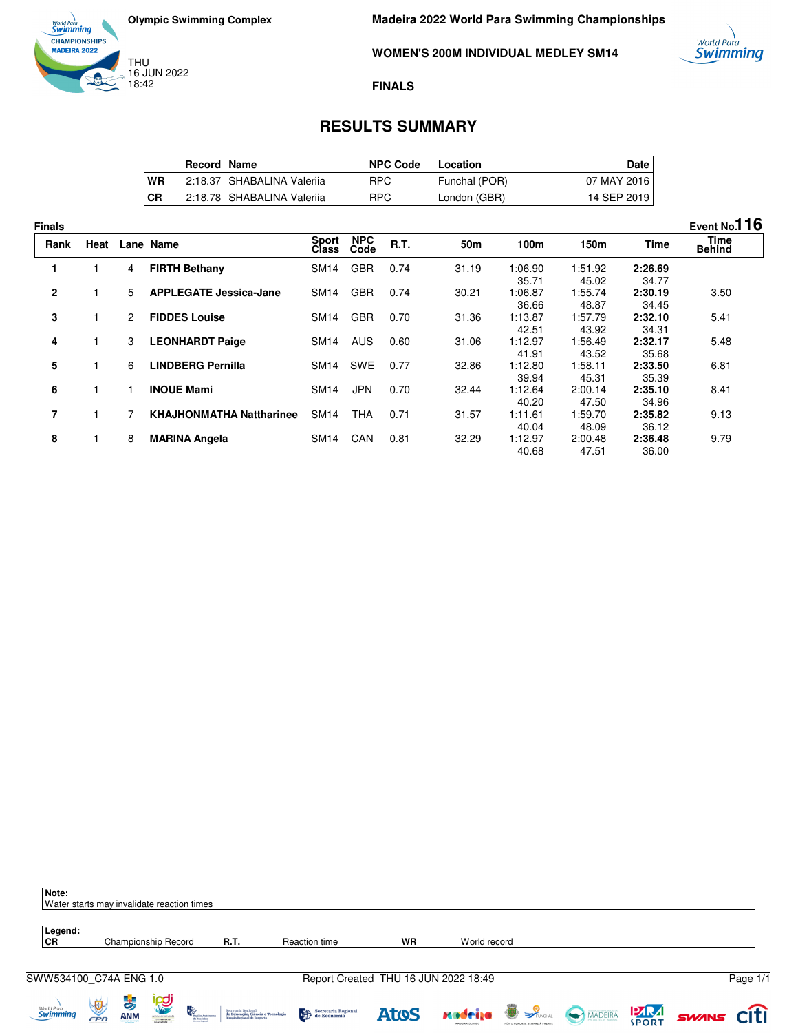Olympic Swimming Complex

THU
16 JUN 2022
18:42

**Madeira 2022 World Para Swimming Championships**

**WOMEN'S 200M INDIVIDUAL MEDLEY SM14**

**FINALS**

# RESULTS SUMMARY

| | Record | Name | NPC Code | Location | Date |
|---|---|---|---|---|---|
| WR | 2:18.37 | SHABALINA Valeriia | RPC | Funchal (POR) | 07 MAY 2016 |
| CR | 2:18.78 | SHABALINA Valeriia | RPC | London (GBR) | 14 SEP 2019 |

**Finals** — **Event No.116**

| Rank | Heat | Lane | Name | Sport Class | NPC Code | R.T. | 50m | 100m | 150m | Time | Time Behind |
|---|---|---|---|---|---|---|---|---|---|---|---|
| 1 | 1 | 4 | **FIRTH Bethany** | SM14 | GBR | 0.74 | 31.19 | 1:06.90 | 1:51.92 | **2:26.69** | |
| | | | | | | | | 35.71 | 45.02 | 34.77 | |
| 2 | 1 | 5 | **APPLEGATE Jessica-Jane** | SM14 | GBR | 0.74 | 30.21 | 1:06.87 | 1:55.74 | **2:30.19** | 3.50 |
| | | | | | | | | 36.66 | 48.87 | 34.45 | |
| 3 | 1 | 2 | **FIDDES Louise** | SM14 | GBR | 0.70 | 31.36 | 1:13.87 | 1:57.79 | **2:32.10** | 5.41 |
| | | | | | | | | 42.51 | 43.92 | 34.31 | |
| 4 | 1 | 3 | **LEONHARDT Paige** | SM14 | AUS | 0.60 | 31.06 | 1:12.97 | 1:56.49 | **2:32.17** | 5.48 |
| | | | | | | | | 41.91 | 43.52 | 35.68 | |
| 5 | 1 | 6 | **LINDBERG Pernilla** | SM14 | SWE | 0.77 | 32.86 | 1:12.80 | 1:58.11 | **2:33.50** | 6.81 |
| | | | | | | | | 39.94 | 45.31 | 35.39 | |
| 6 | 1 | 1 | **INOUE Mami** | SM14 | JPN | 0.70 | 32.44 | 1:12.64 | 2:00.14 | **2:35.10** | 8.41 |
| | | | | | | | | 40.20 | 47.50 | 34.96 | |
| 7 | 1 | 7 | **KHAJHONMATHA Nattharinee** | SM14 | THA | 0.71 | 31.57 | 1:11.61 | 1:59.70 | **2:35.82** | 9.13 |
| | | | | | | | | 40.04 | 48.09 | 36.12 | |
| 8 | 1 | 8 | **MARINA Angela** | SM14 | CAN | 0.81 | 32.29 | 1:12.97 | 2:00.48 | **2:36.48** | 9.79 |
| | | | | | | | | 40.68 | 47.51 | 36.00 | |

**Note:**
Water starts may invalidate reaction times

**Legend:**
**CR** Championship Record **R.T.** Reaction time **WR** World record

SWW534100_C74A ENG 1.0 Report Created THU 16 JUN 2022 18:49